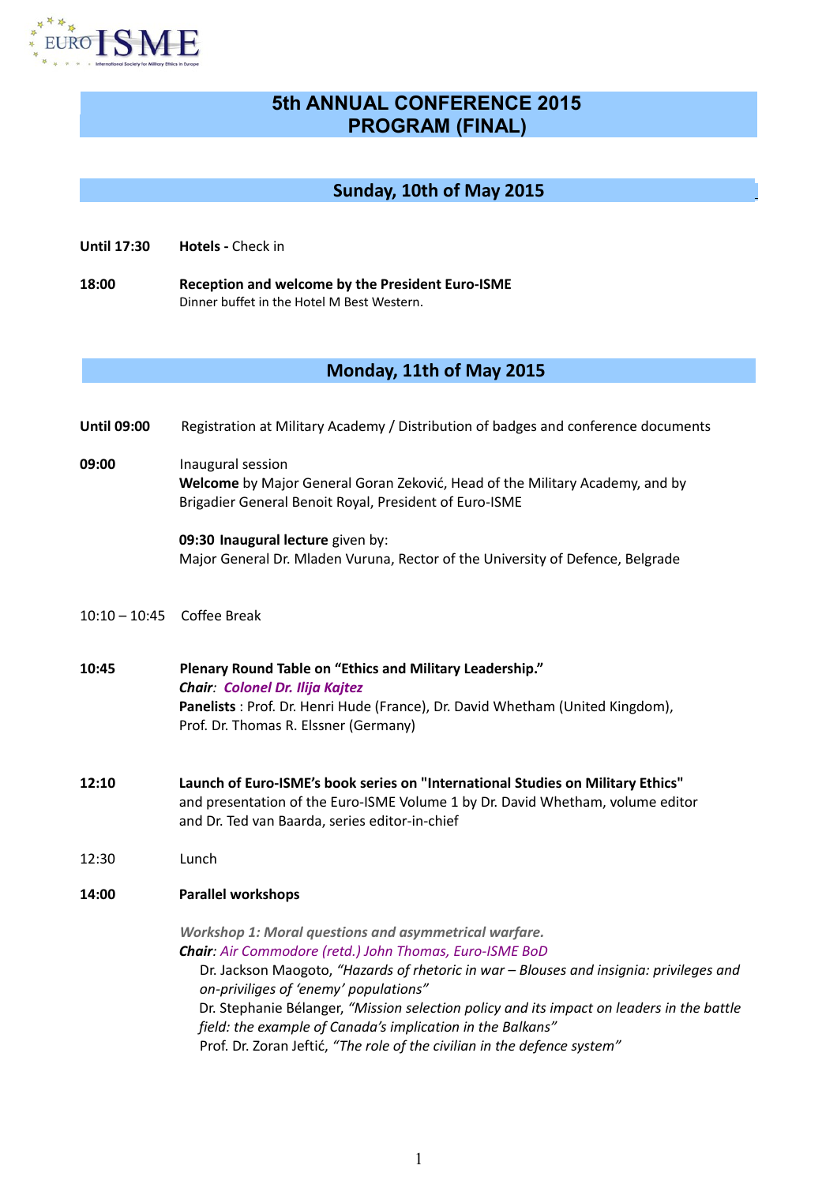EURO ISME
International Society for Military Ethics in Europe

# 5th ANNUAL CONFERENCE 2015
# PROGRAM (FINAL)

## Sunday, 10th of May 2015

**Until 17:30** **Hotels -** Check in

**18:00** **Reception and welcome by the President Euro-ISME**
Dinner buffet in the Hotel M Best Western.

## Monday, 11th of May 2015

**Until 09:00** Registration at Military Academy / Distribution of badges and conference documents

**09:00** Inaugural session
**Welcome** by Major General Goran Zeković, Head of the Military Academy, and by Brigadier General Benoit Royal, President of Euro-ISME

**09:30 Inaugural lecture** given by:
Major General Dr. Mladen Vuruna, Rector of the University of Defence, Belgrade

10:10 – 10:45 Coffee Break

**10:45** **Plenary Round Table on "Ethics and Military Leadership."**
***Chair**: **Colonel Dr. Ilija Kajtez***
**Panelists** : Prof. Dr. Henri Hude (France), Dr. David Whetham (United Kingdom), Prof. Dr. Thomas R. Elssner (Germany)

**12:10** **Launch of Euro-ISME's book series on "International Studies on Military Ethics"** and presentation of the Euro-ISME Volume 1 by Dr. David Whetham, volume editor and Dr. Ted van Baarda, series editor-in-chief

12:30 Lunch

**14:00** **Parallel workshops**

***Workshop 1: Moral questions and asymmetrical warfare.***
***Chair**: Air Commodore (retd.) John Thomas, Euro-ISME BoD*

Dr. Jackson Maogoto, *"Hazards of rhetoric in war – Blouses and insignia: privileges and on-priviliges of 'enemy' populations"*
Dr. Stephanie Bélanger, *"Mission selection policy and its impact on leaders in the battle field: the example of Canada's implication in the Balkans"*
Prof. Dr. Zoran Jeftić, *"The role of the civilian in the defence system"*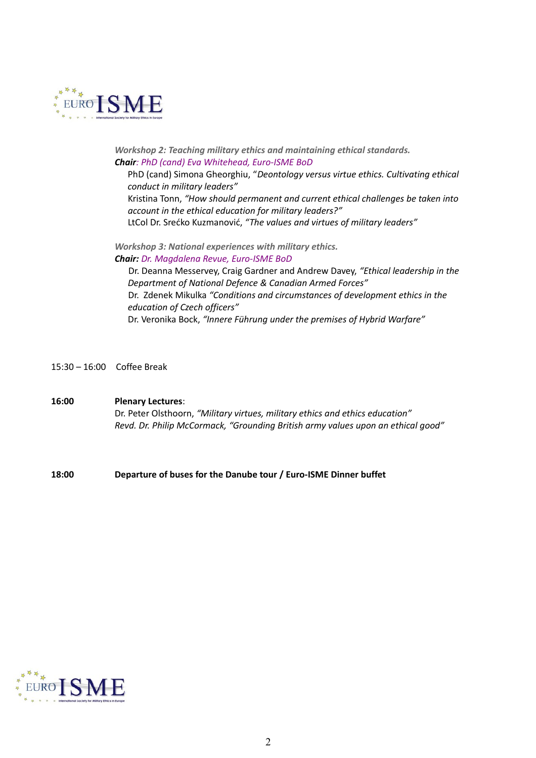***Workshop 2: Teaching military ethics and maintaining ethical standards.***

***Chair**: PhD (cand) Eva Whitehead, Euro-ISME BoD*

PhD (cand) Simona Gheorghiu, "*Deontology versus virtue ethics. Cultivating ethical conduct in military leaders"*

Kristina Tonn, *"How should permanent and current ethical challenges be taken into account in the ethical education for military leaders?"*

LtCol Dr. Srećko Kuzmanović, *"The values and virtues of military leaders"*

***Workshop 3: National experiences with military ethics.***

***Chair:** Dr. Magdalena Revue, Euro-ISME BoD*

Dr. Deanna Messervey, Craig Gardner and Andrew Davey, *"Ethical leadership in the Department of National Defence & Canadian Armed Forces"*

Dr. Zdenek Mikulka *"Conditions and circumstances of development ethics in the education of Czech officers"*

Dr. Veronika Bock, *"Innere Führung under the premises of Hybrid Warfare"*

15:30 – 16:00 Coffee Break

**16:00** **Plenary Lectures**:

Dr. Peter Olsthoorn, *"Military virtues, military ethics and ethics education"*

*Revd. Dr. Philip McCormack, "Grounding British army values upon an ethical good"*

**18:00** **Departure of buses for the Danube tour / Euro-ISME Dinner buffet**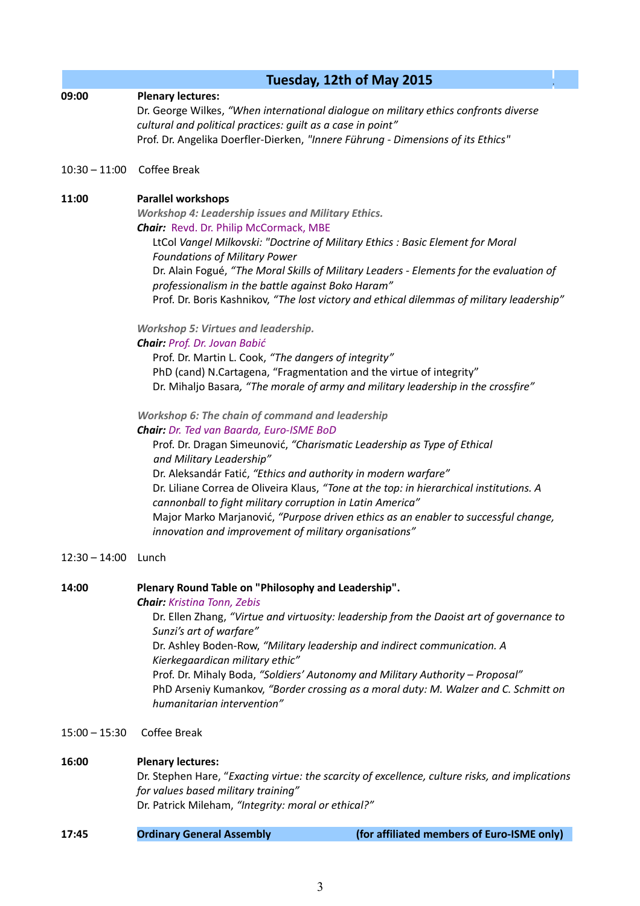## Tuesday, 12th of May 2015

**09:00** **Plenary lectures:**

Dr. George Wilkes, *"When international dialogue on military ethics confronts diverse cultural and political practices: guilt as a case in point"*

Prof. Dr. Angelika Doerfler-Dierken, *"Innere Führung - Dimensions of its Ethics"*

10:30 – 11:00 Coffee Break

**11:00** **Parallel workshops**

***Workshop 4: Leadership issues and Military Ethics.***

***Chair:*** Revd. Dr. Philip McCormack, MBE

LtCol *Vangel Milkovski: "Doctrine of Military Ethics : Basic Element for Moral Foundations of Military Power*

Dr. Alain Fogué, *"The Moral Skills of Military Leaders - Elements for the evaluation of professionalism in the battle against Boko Haram"*

Prof. Dr. Boris Kashnikov, *"The lost victory and ethical dilemmas of military leadership"*

***Workshop 5: Virtues and leadership.***

***Chair:*** *Prof. Dr. Jovan Babić*

Prof. Dr. Martin L. Cook, *"The dangers of integrity"*

PhD (cand) N.Cartagena, "Fragmentation and the virtue of integrity"

Dr. Mihaljo Basara*, "The morale of army and military leadership in the crossfire"*

***Workshop 6: The chain of command and leadership***

***Chair:*** *Dr. Ted van Baarda, Euro-ISME BoD*

Prof. Dr. Dragan Simeunović, *"Charismatic Leadership as Type of Ethical and Military Leadership"*

Dr. Aleksandár Fatić, *"Ethics and authority in modern warfare"*

Dr. Liliane Correa de Oliveira Klaus, *"Tone at the top: in hierarchical institutions. A cannonball to fight military corruption in Latin America"*

Major Marko Marjanović, *"Purpose driven ethics as an enabler to successful change, innovation and improvement of military organisations"*

12:30 – 14:00 Lunch

**14:00** **Plenary Round Table on "Philosophy and Leadership".**

***Chair:*** *Kristina Tonn, Zebis*

Dr. Ellen Zhang, *"Virtue and virtuosity: leadership from the Daoist art of governance to Sunzi's art of warfare"*

Dr. Ashley Boden-Row, *"Military leadership and indirect communication. A Kierkegaardican military ethic"*

Prof. Dr. Mihaly Boda, *"Soldiers' Autonomy and Military Authority – Proposal"*

PhD Arseniy Kumankov, *"Border crossing as a moral duty: M. Walzer and C. Schmitt on humanitarian intervention"*

15:00 – 15:30 Coffee Break

**16:00** **Plenary lectures:**

Dr. Stephen Hare, "*Exacting virtue: the scarcity of excellence, culture risks, and implications for values based military training"*

Dr. Patrick Mileham, *"Integrity: moral or ethical?"*

**17:45** **Ordinary General Assembly** **(for affiliated members of Euro-ISME only)**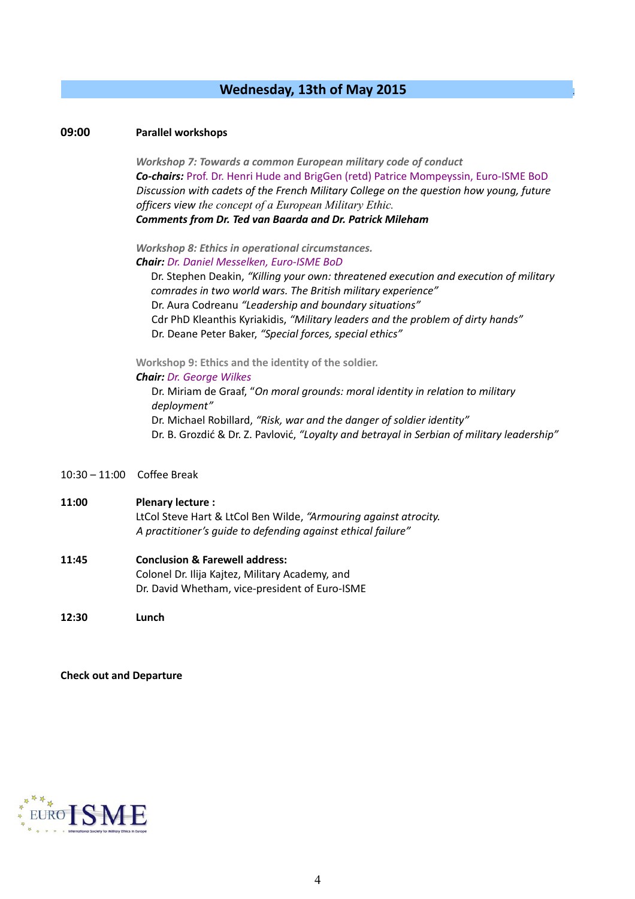## Wednesday, 13th of May 2015

**09:00** **Parallel workshops**

*Workshop 7: Towards a common European military code of conduct*
***Co-chairs:*** Prof. Dr. Henri Hude and BrigGen (retd) Patrice Mompeyssin, Euro-ISME BoD
*Discussion with cadets of the French Military College on the question how young, future officers view the concept of a European Military Ethic.*
***Comments from Dr. Ted van Baarda and Dr. Patrick Mileham***

*Workshop 8: Ethics in operational circumstances.*
***Chair:*** *Dr. Daniel Messelken, Euro-ISME BoD*
Dr. Stephen Deakin, *"Killing your own: threatened execution and execution of military comrades in two world wars. The British military experience"*
Dr. Aura Codreanu *"Leadership and boundary situations"*
Cdr PhD Kleanthis Kyriakidis, *"Military leaders and the problem of dirty hands"*
Dr. Deane Peter Baker, *"Special forces, special ethics"*

Workshop 9: Ethics and the identity of the soldier.
***Chair:*** *Dr. George Wilkes*
Dr. Miriam de Graaf, "*On moral grounds: moral identity in relation to military deployment"*
Dr. Michael Robillard, *"Risk, war and the danger of soldier identity"*
Dr. B. Grozdić & Dr. Z. Pavlović, *"Loyalty and betrayal in Serbian of military leadership"*

10:30 – 11:00 Coffee Break

**11:00** **Plenary lecture :**
LtCol Steve Hart & LtCol Ben Wilde, *"Armouring against atrocity. A practitioner's guide to defending against ethical failure"*

**11:45** **Conclusion & Farewell address:**
Colonel Dr. Ilija Kajtez, Military Academy, and
Dr. David Whetham, vice-president of Euro-ISME

**12:30** **Lunch**

**Check out and Departure**

EURO ISME
International Society for Military Ethics in Europe